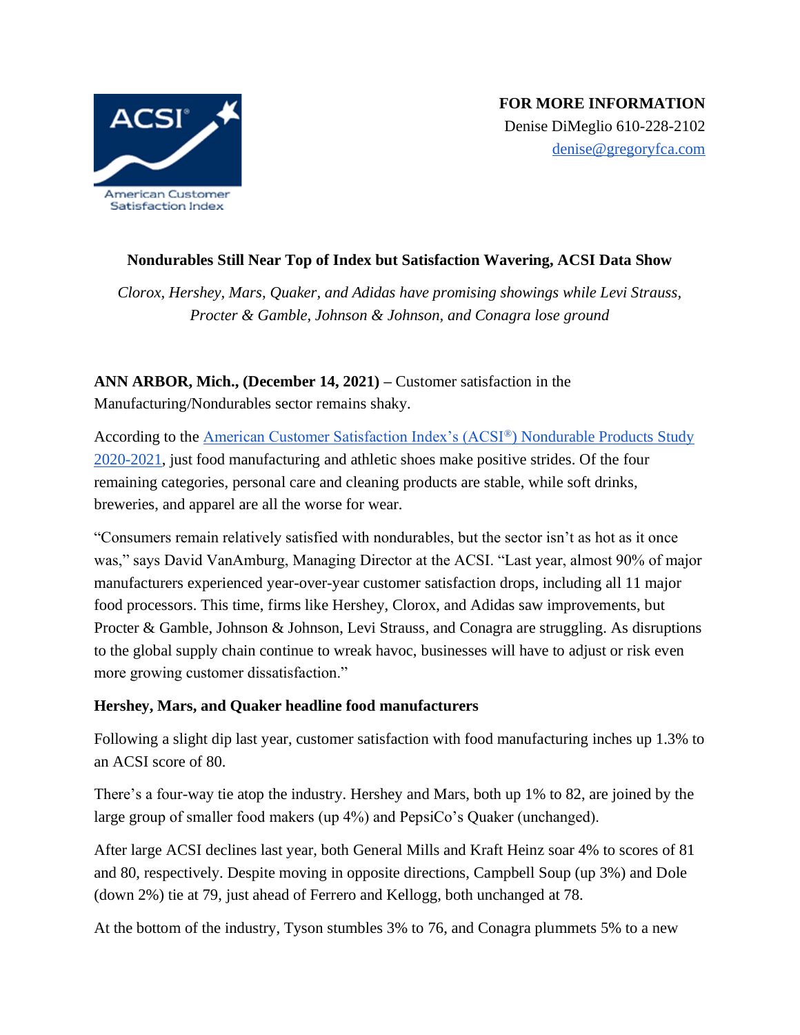ACSI®

American Customer Satisfaction Index

**FOR MORE INFORMATION**
Denise DiMeglio 610-228-2102
[denise@gregoryfca.com](mailto:denise@gregoryfca.com)

## Nondurables Still Near Top of Index but Satisfaction Wavering, ACSI Data Show

*Clorox, Hershey, Mars, Quaker, and Adidas have promising showings while Levi Strauss, Procter & Gamble, Johnson & Johnson, and Conagra lose ground*

**ANN ARBOR, Mich., (December 14, 2021) –** Customer satisfaction in the Manufacturing/Nondurables sector remains shaky.

According to the [American Customer Satisfaction Index's (ACSI®) Nondurable Products Study 2020-2021](), just food manufacturing and athletic shoes make positive strides. Of the four remaining categories, personal care and cleaning products are stable, while soft drinks, breweries, and apparel are all the worse for wear.

"Consumers remain relatively satisfied with nondurables, but the sector isn't as hot as it once was," says David VanAmburg, Managing Director at the ACSI. "Last year, almost 90% of major manufacturers experienced year-over-year customer satisfaction drops, including all 11 major food processors. This time, firms like Hershey, Clorox, and Adidas saw improvements, but Procter & Gamble, Johnson & Johnson, Levi Strauss, and Conagra are struggling. As disruptions to the global supply chain continue to wreak havoc, businesses will have to adjust or risk even more growing customer dissatisfaction."

### Hershey, Mars, and Quaker headline food manufacturers

Following a slight dip last year, customer satisfaction with food manufacturing inches up 1.3% to an ACSI score of 80.

There's a four-way tie atop the industry. Hershey and Mars, both up 1% to 82, are joined by the large group of smaller food makers (up 4%) and PepsiCo's Quaker (unchanged).

After large ACSI declines last year, both General Mills and Kraft Heinz soar 4% to scores of 81 and 80, respectively. Despite moving in opposite directions, Campbell Soup (up 3%) and Dole (down 2%) tie at 79, just ahead of Ferrero and Kellogg, both unchanged at 78.

At the bottom of the industry, Tyson stumbles 3% to 76, and Conagra plummets 5% to a new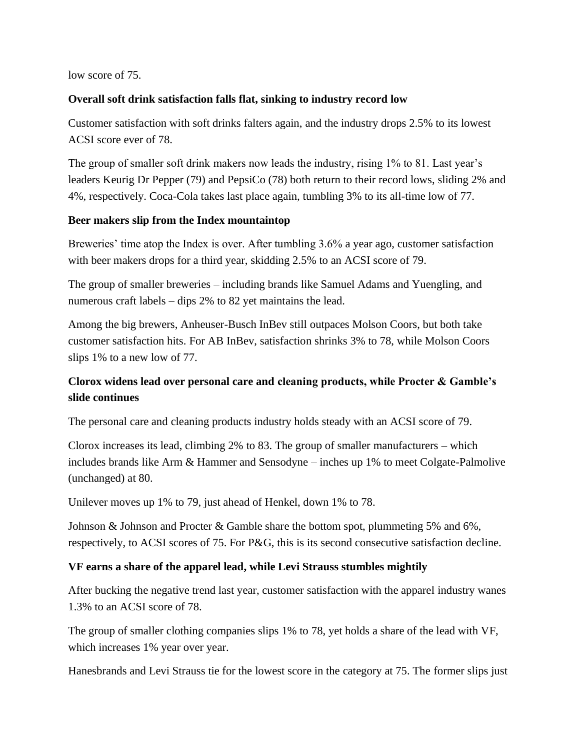low score of 75.

**Overall soft drink satisfaction falls flat, sinking to industry record low**

Customer satisfaction with soft drinks falters again, and the industry drops 2.5% to its lowest ACSI score ever of 78.

The group of smaller soft drink makers now leads the industry, rising 1% to 81. Last year's leaders Keurig Dr Pepper (79) and PepsiCo (78) both return to their record lows, sliding 2% and 4%, respectively. Coca-Cola takes last place again, tumbling 3% to its all-time low of 77.

**Beer makers slip from the Index mountaintop**

Breweries' time atop the Index is over. After tumbling 3.6% a year ago, customer satisfaction with beer makers drops for a third year, skidding 2.5% to an ACSI score of 79.

The group of smaller breweries – including brands like Samuel Adams and Yuengling, and numerous craft labels – dips 2% to 82 yet maintains the lead.

Among the big brewers, Anheuser-Busch InBev still outpaces Molson Coors, but both take customer satisfaction hits. For AB InBev, satisfaction shrinks 3% to 78, while Molson Coors slips 1% to a new low of 77.

**Clorox widens lead over personal care and cleaning products, while Procter & Gamble's slide continues**

The personal care and cleaning products industry holds steady with an ACSI score of 79.

Clorox increases its lead, climbing 2% to 83. The group of smaller manufacturers – which includes brands like Arm & Hammer and Sensodyne – inches up 1% to meet Colgate-Palmolive (unchanged) at 80.

Unilever moves up 1% to 79, just ahead of Henkel, down 1% to 78.

Johnson & Johnson and Procter & Gamble share the bottom spot, plummeting 5% and 6%, respectively, to ACSI scores of 75. For P&G, this is its second consecutive satisfaction decline.

**VF earns a share of the apparel lead, while Levi Strauss stumbles mightily**

After bucking the negative trend last year, customer satisfaction with the apparel industry wanes 1.3% to an ACSI score of 78.

The group of smaller clothing companies slips 1% to 78, yet holds a share of the lead with VF, which increases 1% year over year.

Hanesbrands and Levi Strauss tie for the lowest score in the category at 75. The former slips just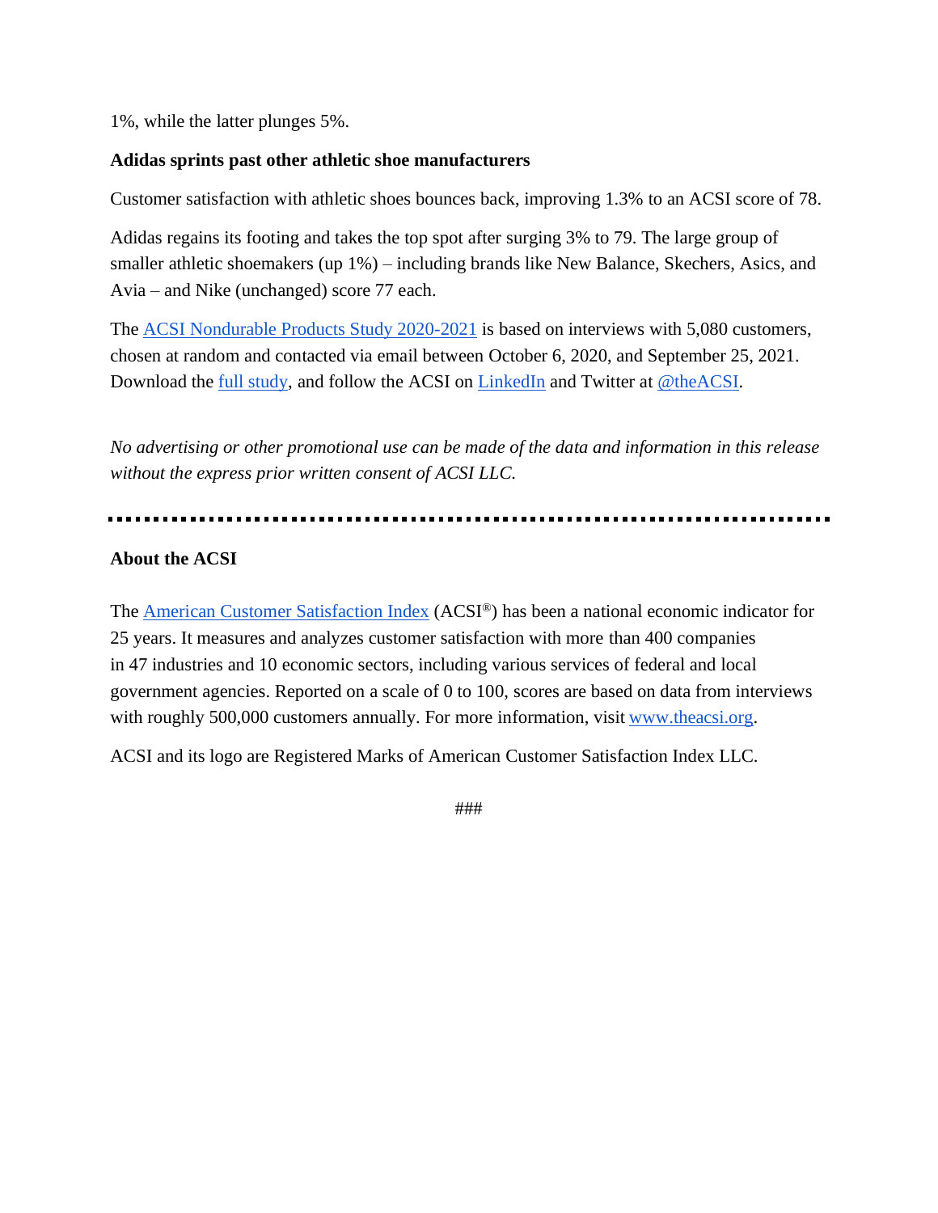1%, while the latter plunges 5%.

**Adidas sprints past other athletic shoe manufacturers**

Customer satisfaction with athletic shoes bounces back, improving 1.3% to an ACSI score of 78.

Adidas regains its footing and takes the top spot after surging 3% to 79. The large group of smaller athletic shoemakers (up 1%) – including brands like New Balance, Skechers, Asics, and Avia – and Nike (unchanged) score 77 each.

The ACSI Nondurable Products Study 2020-2021 is based on interviews with 5,080 customers, chosen at random and contacted via email between October 6, 2020, and September 25, 2021. Download the full study, and follow the ACSI on LinkedIn and Twitter at @theACSI.

*No advertising or other promotional use can be made of the data and information in this release without the express prior written consent of ACSI LLC.*

---

**About the ACSI**

The American Customer Satisfaction Index (ACSI®) has been a national economic indicator for 25 years. It measures and analyzes customer satisfaction with more than 400 companies in 47 industries and 10 economic sectors, including various services of federal and local government agencies. Reported on a scale of 0 to 100, scores are based on data from interviews with roughly 500,000 customers annually. For more information, visit www.theacsi.org.

ACSI and its logo are Registered Marks of American Customer Satisfaction Index LLC.

###